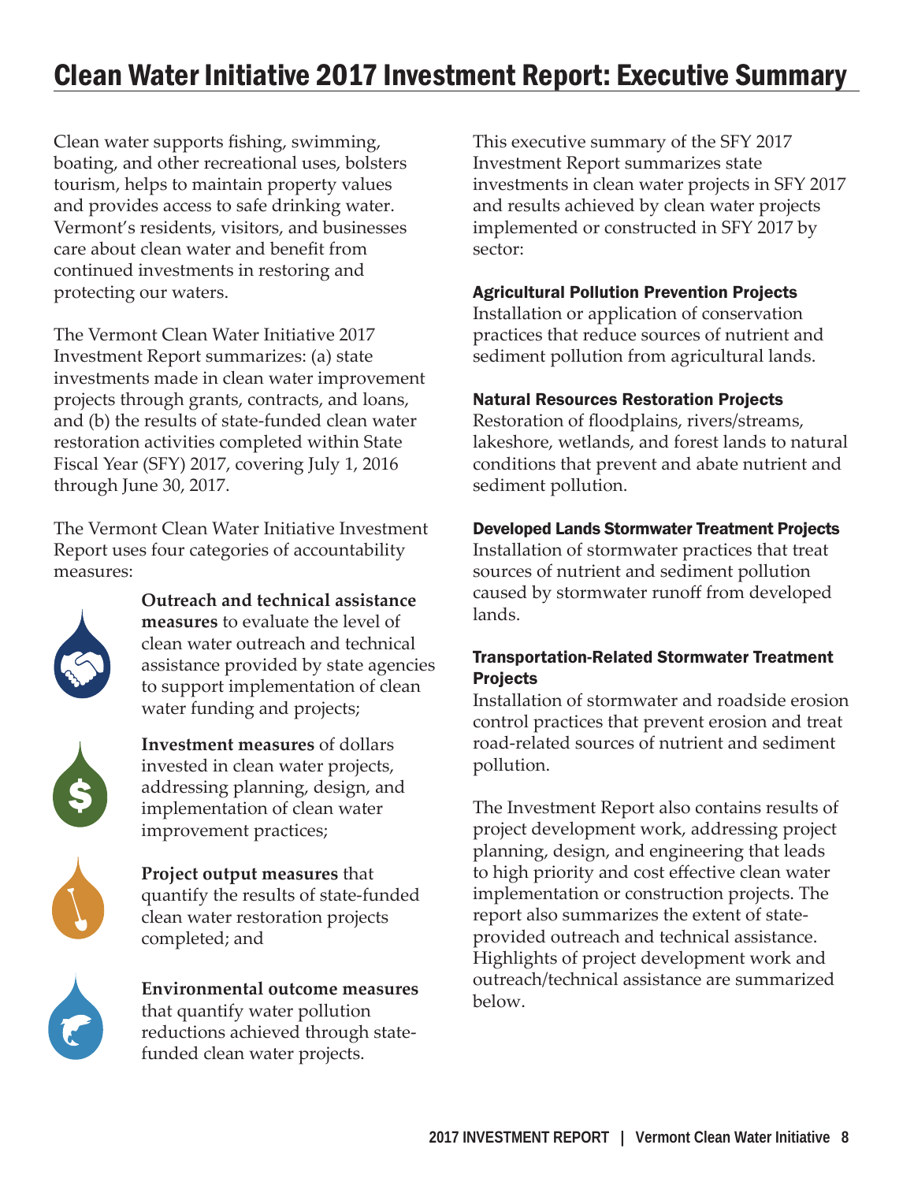# Clean Water Initiative 2017 Investment Report: Executive Summary

Clean water supports fishing, swimming, boating, and other recreational uses, bolsters tourism, helps to maintain property values and provides access to safe drinking water. Vermont's residents, visitors, and businesses care about clean water and benefit from continued investments in restoring and protecting our waters.

The Vermont Clean Water Initiative 2017 Investment Report summarizes: (a) state investments made in clean water improvement projects through grants, contracts, and loans, and (b) the results of state-funded clean water restoration activities completed within State Fiscal Year (SFY) 2017, covering July 1, 2016 through June 30, 2017.

The Vermont Clean Water Initiative Investment Report uses four categories of accountability measures:

**Outreach and technical assistance measures** to evaluate the level of clean water outreach and technical assistance provided by state agencies to support implementation of clean water funding and projects;

**Investment measures** of dollars invested in clean water projects, addressing planning, design, and implementation of clean water improvement practices;

**Project output measures** that quantify the results of state-funded clean water restoration projects completed; and

**Environmental outcome measures** that quantify water pollution reductions achieved through state-funded clean water projects.

This executive summary of the SFY 2017 Investment Report summarizes state investments in clean water projects in SFY 2017 and results achieved by clean water projects implemented or constructed in SFY 2017 by sector:

**Agricultural Pollution Prevention Projects**
Installation or application of conservation practices that reduce sources of nutrient and sediment pollution from agricultural lands.

**Natural Resources Restoration Projects**
Restoration of floodplains, rivers/streams, lakeshore, wetlands, and forest lands to natural conditions that prevent and abate nutrient and sediment pollution.

**Developed Lands Stormwater Treatment Projects**
Installation of stormwater practices that treat sources of nutrient and sediment pollution caused by stormwater runoff from developed lands.

**Transportation-Related Stormwater Treatment Projects**
Installation of stormwater and roadside erosion control practices that prevent erosion and treat road-related sources of nutrient and sediment pollution.

The Investment Report also contains results of project development work, addressing project planning, design, and engineering that leads to high priority and cost effective clean water implementation or construction projects. The report also summarizes the extent of state-provided outreach and technical assistance. Highlights of project development work and outreach/technical assistance are summarized below.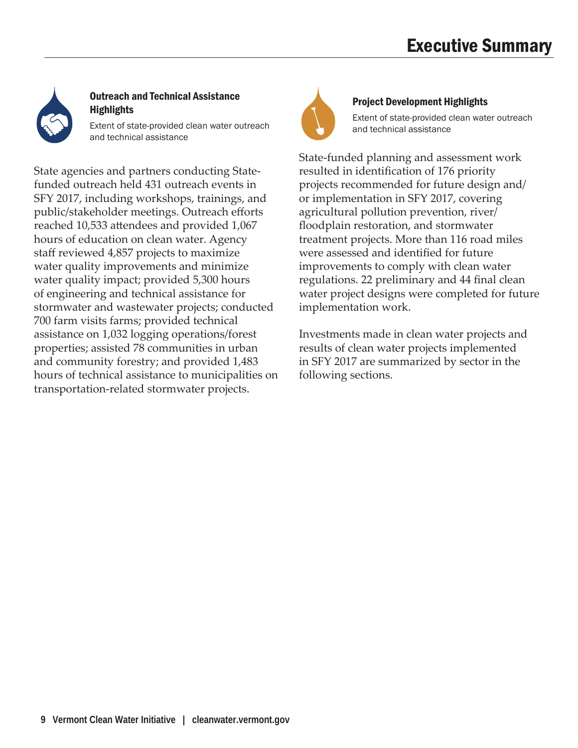# Executive Summary

### Outreach and Technical Assistance Highlights

Extent of state-provided clean water outreach and technical assistance

State agencies and partners conducting State-funded outreach held 431 outreach events in SFY 2017, including workshops, trainings, and public/stakeholder meetings. Outreach efforts reached 10,533 attendees and provided 1,067 hours of education on clean water. Agency staff reviewed 4,857 projects to maximize water quality improvements and minimize water quality impact; provided 5,300 hours of engineering and technical assistance for stormwater and wastewater projects; conducted 700 farm visits farms; provided technical assistance on 1,032 logging operations/forest properties; assisted 78 communities in urban and community forestry; and provided 1,483 hours of technical assistance to municipalities on transportation-related stormwater projects.

### Project Development Highlights

Extent of state-provided clean water outreach and technical assistance

State-funded planning and assessment work resulted in identification of 176 priority projects recommended for future design and/or implementation in SFY 2017, covering agricultural pollution prevention, river/floodplain restoration, and stormwater treatment projects. More than 116 road miles were assessed and identified for future improvements to comply with clean water regulations. 22 preliminary and 44 final clean water project designs were completed for future implementation work.

Investments made in clean water projects and results of clean water projects implemented in SFY 2017 are summarized by sector in the following sections.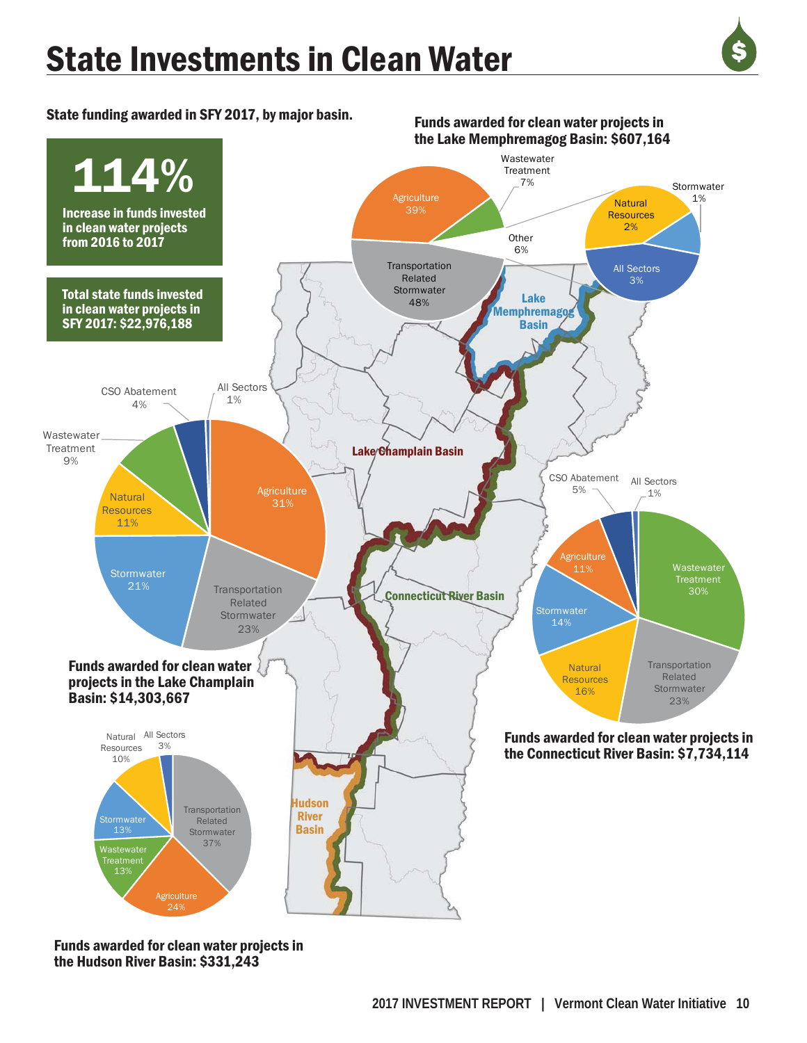# State Investments in Clean Water

**State funding awarded in SFY 2017, by major basin.**

**114%**

**Increase in funds invested in clean water projects from 2016 to 2017**

**Total state funds invested in clean water projects in SFY 2017: $22,976,188**

**Funds awarded for clean water projects in the Lake Memphremagog Basin: $607,164**

| Sector | Share |
| --- | --- |
| Transportation Related Stormwater | 48% |
| Agriculture | 39% |
| Wastewater Treatment | 7% |
| Other | 6% |
| All Sectors | 3% |
| Natural Resources | 2% |
| Stormwater | 1% |

**Funds awarded for clean water projects in the Lake Champlain Basin: $14,303,667**

| Sector | Share |
| --- | --- |
| Agriculture | 31% |
| Transportation Related Stormwater | 23% |
| Stormwater | 21% |
| Natural Resources | 11% |
| Wastewater Treatment | 9% |
| CSO Abatement | 4% |
| All Sectors | 1% |

**Funds awarded for clean water projects in the Connecticut River Basin: $7,734,114**

| Sector | Share |
| --- | --- |
| Wastewater Treatment | 30% |
| Transportation Related Stormwater | 23% |
| Natural Resources | 16% |
| Stormwater | 14% |
| Agriculture | 11% |
| CSO Abatement | 5% |
| All Sectors | 1% |

**Funds awarded for clean water projects in the Hudson River Basin: $331,243**

| Sector | Share |
| --- | --- |
| Transportation Related Stormwater | 37% |
| Agriculture | 24% |
| Wastewater Treatment | 13% |
| Stormwater | 13% |
| Natural Resources | 10% |
| All Sectors | 3% |

Lake Memphremagog Basin

Lake Champlain Basin

Connecticut River Basin

Hudson River Basin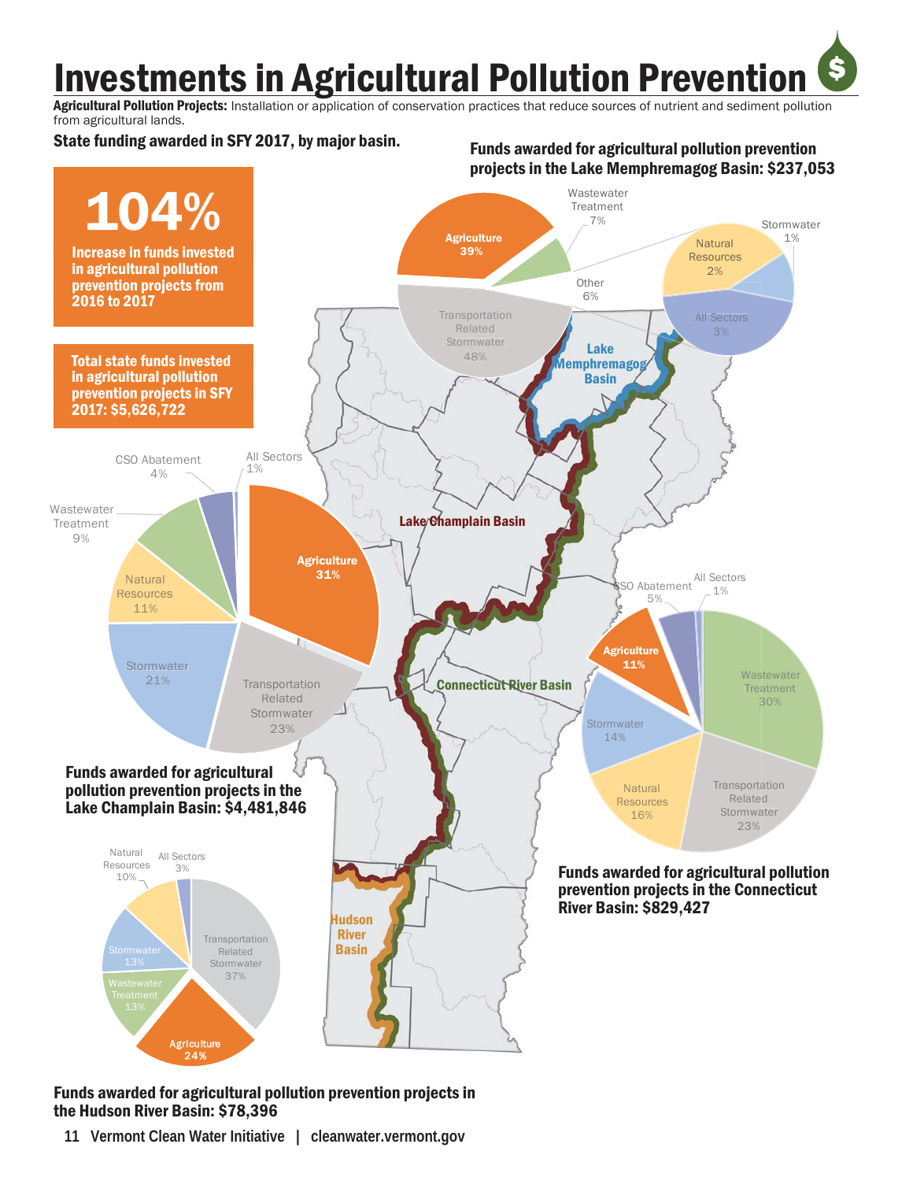# Investments in Agricultural Pollution Prevention

**Agricultural Pollution Projects:** Installation or application of conservation practices that reduce sources of nutrient and sediment pollution from agricultural lands.

**State funding awarded in SFY 2017, by major basin.**

**104%**

**Increase in funds invested in agricultural pollution prevention projects from 2016 to 2017**

**Total state funds invested in agricultural pollution prevention projects in SFY 2017: $5,626,722**

**Funds awarded for agricultural pollution prevention projects in the Lake Memphremagog Basin: $237,053**

| Sector | Share |
|---|---|
| Agriculture | 39% |
| Wastewater Treatment | 7% |
| Stormwater | 1% |
| Natural Resources | 2% |
| All Sectors | 3% |
| Other | 6% |
| Transportation Related Stormwater | 48% |

**Funds awarded for agricultural pollution prevention projects in the Lake Champlain Basin: $4,481,846**

| Sector | Share |
|---|---|
| Agriculture | 31% |
| Transportation Related Stormwater | 23% |
| Stormwater | 21% |
| Natural Resources | 11% |
| Wastewater Treatment | 9% |
| CSO Abatement | 4% |
| All Sectors | 1% |

**Funds awarded for agricultural pollution prevention projects in the Connecticut River Basin: $829,427**

| Sector | Share |
|---|---|
| Agriculture | 11% |
| CSO Abatement | 5% |
| All Sectors | 1% |
| Wastewater Treatment | 30% |
| Transportation Related Stormwater | 23% |
| Natural Resources | 16% |
| Stormwater | 14% |

**Funds awarded for agricultural pollution prevention projects in the Hudson River Basin: $78,396**

| Sector | Share |
|---|---|
| Transportation Related Stormwater | 37% |
| Agriculture | 24% |
| Wastewater Treatment | 13% |
| Stormwater | 13% |
| Natural Resources | 10% |
| All Sectors | 3% |

Lake Memphremagog Basin | Lake Champlain Basin | Connecticut River Basin | Hudson River Basin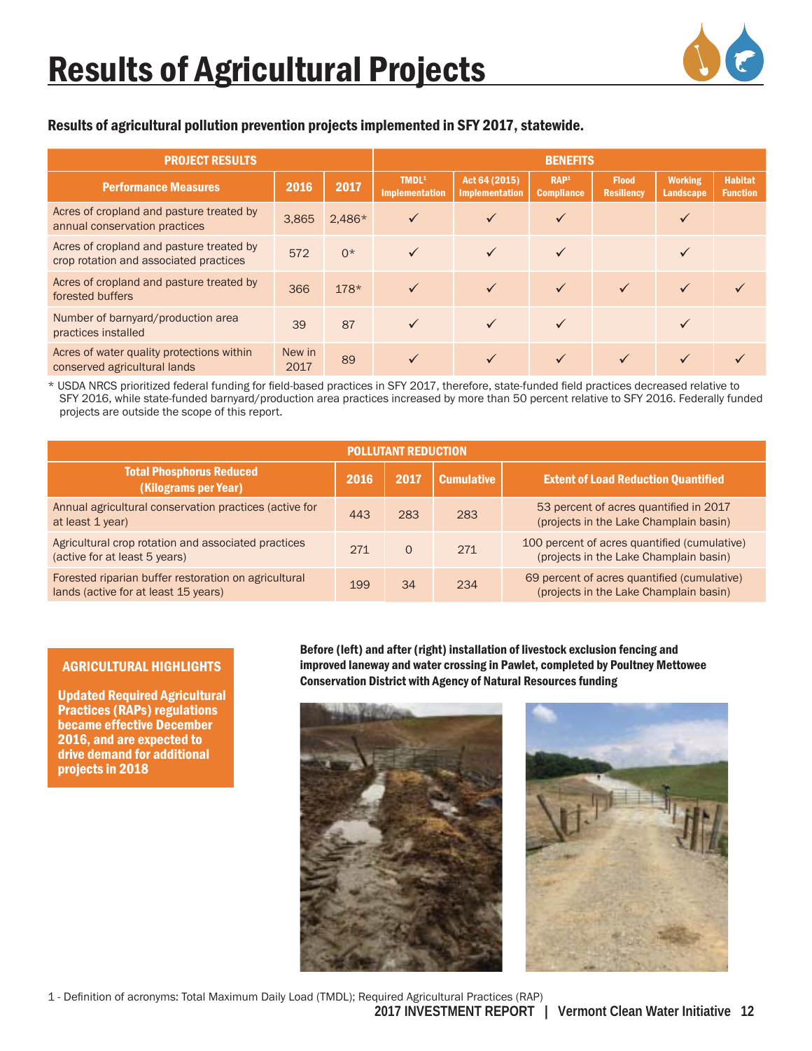# Results of Agricultural Projects

**Results of agricultural pollution prevention projects implemented in SFY 2017, statewide.**

| PROJECT RESULTS | | | BENEFITS | | | | | |
|---|---|---|---|---|---|---|---|---|
| Performance Measures | 2016 | 2017 | TMDL[1] Implementation | Act 64 (2015) Implementation | RAP[1] Compliance | Flood Resiliency | Working Landscape | Habitat Function |
| Acres of cropland and pasture treated by annual conservation practices | 3,865 | 2,486* | ✓ | ✓ | ✓ | | ✓ | |
| Acres of cropland and pasture treated by crop rotation and associated practices | 572 | 0* | ✓ | ✓ | ✓ | | ✓ | |
| Acres of cropland and pasture treated by forested buffers | 366 | 178* | ✓ | ✓ | ✓ | ✓ | ✓ | ✓ |
| Number of barnyard/production area practices installed | 39 | 87 | ✓ | ✓ | ✓ | | ✓ | |
| Acres of water quality protections within conserved agricultural lands | New in 2017 | 89 | ✓ | ✓ | ✓ | ✓ | ✓ | ✓ |

\* USDA NRCS prioritized federal funding for field-based practices in SFY 2017, therefore, state-funded field practices decreased relative to SFY 2016, while state-funded barnyard/production area practices increased by more than 50 percent relative to SFY 2016. Federally funded projects are outside the scope of this report.

| POLLUTANT REDUCTION | | | | |
|---|---|---|---|---|
| Total Phosphorus Reduced (Kilograms per Year) | 2016 | 2017 | Cumulative | Extent of Load Reduction Quantified |
| Annual agricultural conservation practices (active for at least 1 year) | 443 | 283 | 283 | 53 percent of acres quantified in 2017 (projects in the Lake Champlain basin) |
| Agricultural crop rotation and associated practices (active for at least 5 years) | 271 | 0 | 271 | 100 percent of acres quantified (cumulative) (projects in the Lake Champlain basin) |
| Forested riparian buffer restoration on agricultural lands (active for at least 15 years) | 199 | 34 | 234 | 69 percent of acres quantified (cumulative) (projects in the Lake Champlain basin) |

**AGRICULTURAL HIGHLIGHTS**

**Updated Required Agricultural Practices (RAPs) regulations became effective December 2016, and are expected to drive demand for additional projects in 2018**

**Before (left) and after (right) installation of livestock exclusion fencing and improved laneway and water crossing in Pawlet, completed by Poultney Mettowee Conservation District with Agency of Natural Resources funding**

1 - Definition of acronyms: Total Maximum Daily Load (TMDL); Required Agricultural Practices (RAP)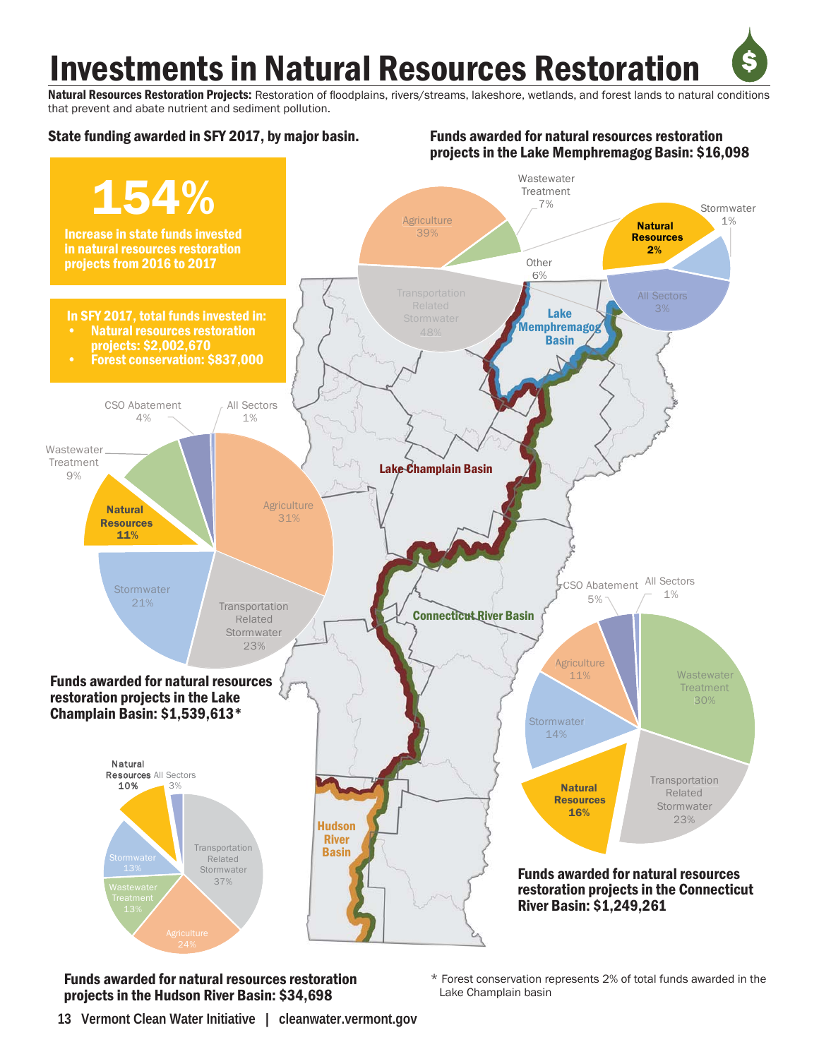# Investments in Natural Resources Restoration

**Natural Resources Restoration Projects:** Restoration of floodplains, rivers/streams, lakeshore, wetlands, and forest lands to natural conditions that prevent and abate nutrient and sediment pollution.

**State funding awarded in SFY 2017, by major basin.**

**154%**

**Increase in state funds invested in natural resources restoration projects from 2016 to 2017**

**In SFY 2017, total funds invested in:**

- **Natural resources restoration projects: $2,002,670**
- **Forest conservation: $837,000**

**Funds awarded for natural resources restoration projects in the Lake Memphremagog Basin: $16,098**

| Sector | Share |
|---|---|
| Transportation Related Stormwater | 48% |
| Agriculture | 39% |
| Wastewater Treatment | 7% |
| Other | 6% |
| All Sectors | 3% |
| Natural Resources | 2% |
| Stormwater | 1% |

**Funds awarded for natural resources restoration projects in the Lake Champlain Basin: $1,539,613***

| Sector | Share |
|---|---|
| Agriculture | 31% |
| Transportation Related Stormwater | 23% |
| Stormwater | 21% |
| Natural Resources | 11% |
| Wastewater Treatment | 9% |
| CSO Abatement | 4% |
| All Sectors | 1% |

**Funds awarded for natural resources restoration projects in the Connecticut River Basin: $1,249,261**

| Sector | Share |
|---|---|
| Wastewater Treatment | 30% |
| Transportation Related Stormwater | 23% |
| Natural Resources | 16% |
| Stormwater | 14% |
| Agriculture | 11% |
| CSO Abatement | 5% |
| All Sectors | 1% |

**Funds awarded for natural resources restoration projects in the Hudson River Basin: $34,698**

| Sector | Share |
|---|---|
| Transportation Related Stormwater | 37% |
| Agriculture | 24% |
| Wastewater Treatment | 13% |
| Stormwater | 13% |
| Natural Resources | 10% |
| All Sectors | 3% |

Map labels: Lake Memphremagog Basin; Lake Champlain Basin; Connecticut River Basin; Hudson River Basin

\* Forest conservation represents 2% of total funds awarded in the Lake Champlain basin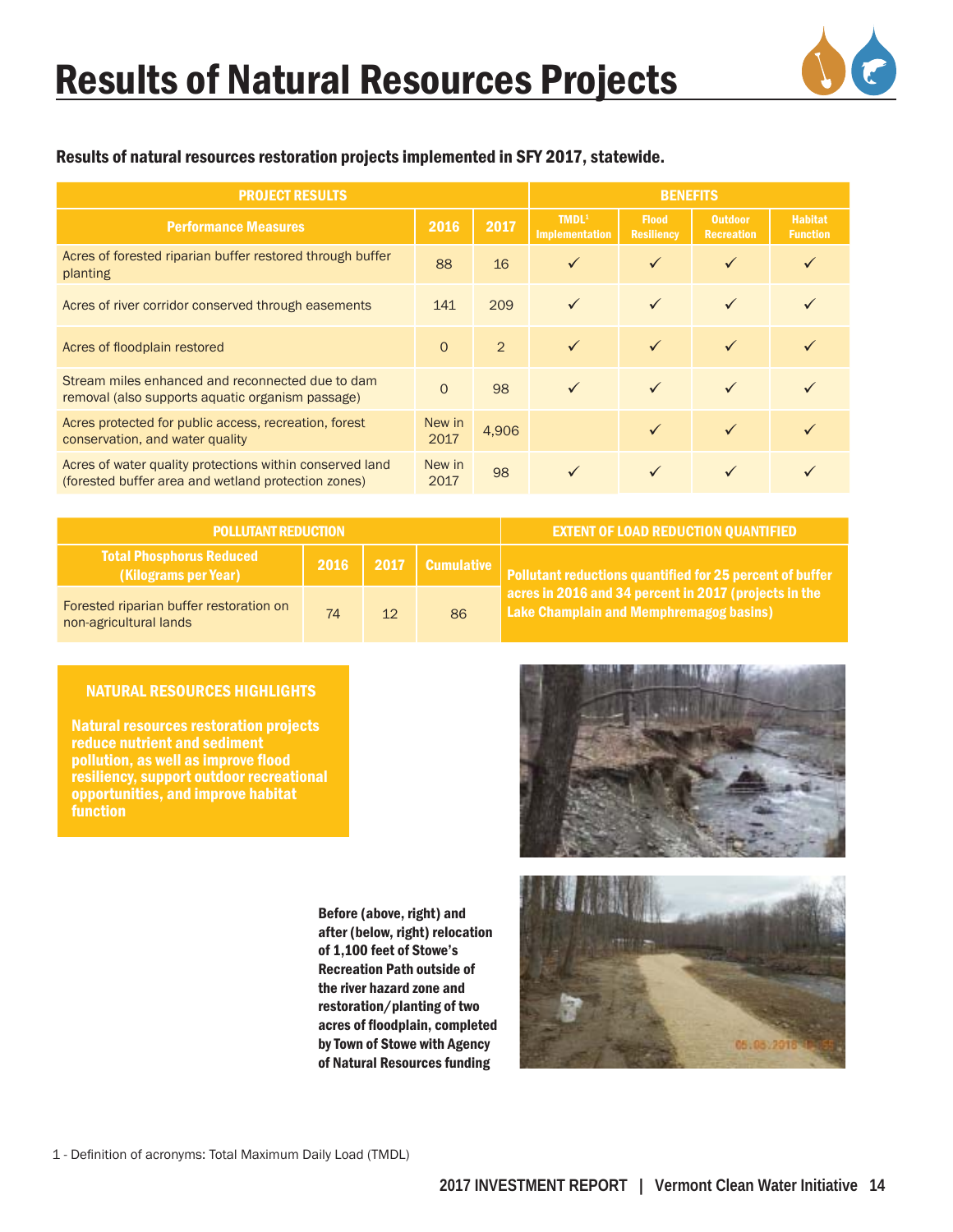# Results of Natural Resources Projects

**Results of natural resources restoration projects implemented in SFY 2017, statewide.**

| PROJECT RESULTS | | | BENEFITS | | | |
|---|---|---|---|---|---|---|
| **Performance Measures** | **2016** | **2017** | **TMDL[1] Implementation** | **Flood Resiliency** | **Outdoor Recreation** | **Habitat Function** |
| Acres of forested riparian buffer restored through buffer planting | 88 | 16 | ✓ | ✓ | ✓ | ✓ |
| Acres of river corridor conserved through easements | 141 | 209 | ✓ | ✓ | ✓ | ✓ |
| Acres of floodplain restored | 0 | 2 | ✓ | ✓ | ✓ | ✓ |
| Stream miles enhanced and reconnected due to dam removal (also supports aquatic organism passage) | 0 | 98 | ✓ | ✓ | ✓ | ✓ |
| Acres protected for public access, recreation, forest conservation, and water quality | New in 2017 | 4,906 | | ✓ | ✓ | ✓ |
| Acres of water quality protections within conserved land (forested buffer area and wetland protection zones) | New in 2017 | 98 | ✓ | ✓ | ✓ | ✓ |

| POLLUTANT REDUCTION | | | | EXTENT OF LOAD REDUCTION QUANTIFIED |
|---|---|---|---|---|
| **Total Phosphorus Reduced (Kilograms per Year)** | **2016** | **2017** | **Cumulative** | **Pollutant reductions quantified for 25 percent of buffer acres in 2016 and 34 percent in 2017 (projects in the Lake Champlain and Memphremagog basins)** |
| Forested riparian buffer restoration on non-agricultural lands | 74 | 12 | 86 | |

**NATURAL RESOURCES HIGHLIGHTS**

**Natural resources restoration projects reduce nutrient and sediment pollution, as well as improve flood resiliency, support outdoor recreational opportunities, and improve habitat function**

**Before (above, right) and after (below, right) relocation of 1,100 feet of Stowe's Recreation Path outside of the river hazard zone and restoration/planting of two acres of floodplain, completed by Town of Stowe with Agency of Natural Resources funding**

1 - Definition of acronyms: Total Maximum Daily Load (TMDL)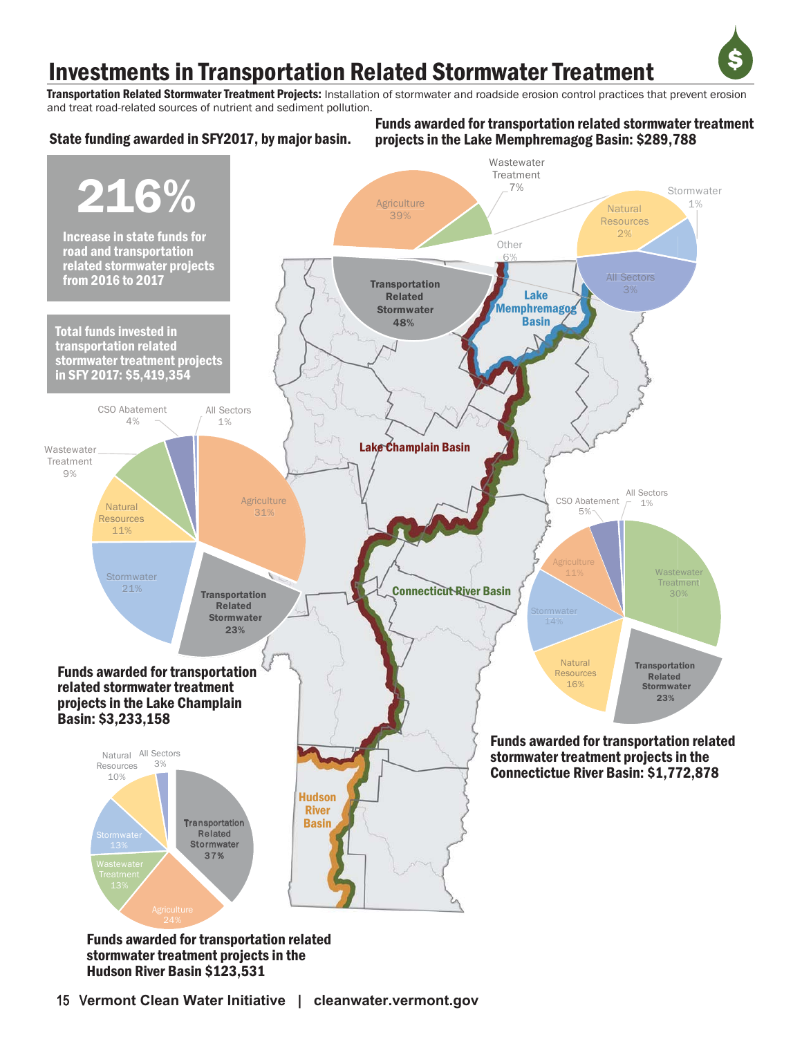# Investments in Transportation Related Stormwater Treatment

**Transportation Related Stormwater Treatment Projects:** Installation of stormwater and roadside erosion control practices that prevent erosion and treat road-related sources of nutrient and sediment pollution.

**State funding awarded in SFY2017, by major basin.**

**216%**

**Increase in state funds for road and transportation related stormwater projects from 2016 to 2017**

**Total funds invested in transportation related stormwater treatment projects in SFY 2017: $5,419,354**

**Funds awarded for transportation related stormwater treatment projects in the Lake Memphremagog Basin: $289,788**

| Sector | Share |
| --- | --- |
| Transportation Related Stormwater | 48% |
| Agriculture | 39% |
| Wastewater Treatment | 7% |
| Other | 6% |
| All Sectors | 3% |
| Natural Resources | 2% |
| Stormwater | 1% |

**Funds awarded for transportation related stormwater treatment projects in the Lake Champlain Basin: $3,233,158**

| Sector | Share |
| --- | --- |
| Agriculture | 31% |
| Transportation Related Stormwater | 23% |
| Stormwater | 21% |
| Natural Resources | 11% |
| Wastewater Treatment | 9% |
| CSO Abatement | 4% |
| All Sectors | 1% |

**Funds awarded for transportation related stormwater treatment projects in the Connectictue River Basin: $1,772,878**

| Sector | Share |
| --- | --- |
| Wastewater Treatment | 30% |
| Transportation Related Stormwater | 23% |
| Natural Resources | 16% |
| Stormwater | 14% |
| Agriculture | 11% |
| CSO Abatement | 5% |
| All Sectors | 1% |

**Funds awarded for transportation related stormwater treatment projects in the Hudson River Basin $123,531**

| Sector | Share |
| --- | --- |
| Transportation Related Stormwater | 37% |
| Agriculture | 24% |
| Wastewater Treatment | 13% |
| Stormwater | 13% |
| Natural Resources | 10% |
| All Sectors | 3% |

Lake Memphremagog Basin · Lake Champlain Basin · Connecticut River Basin · Hudson River Basin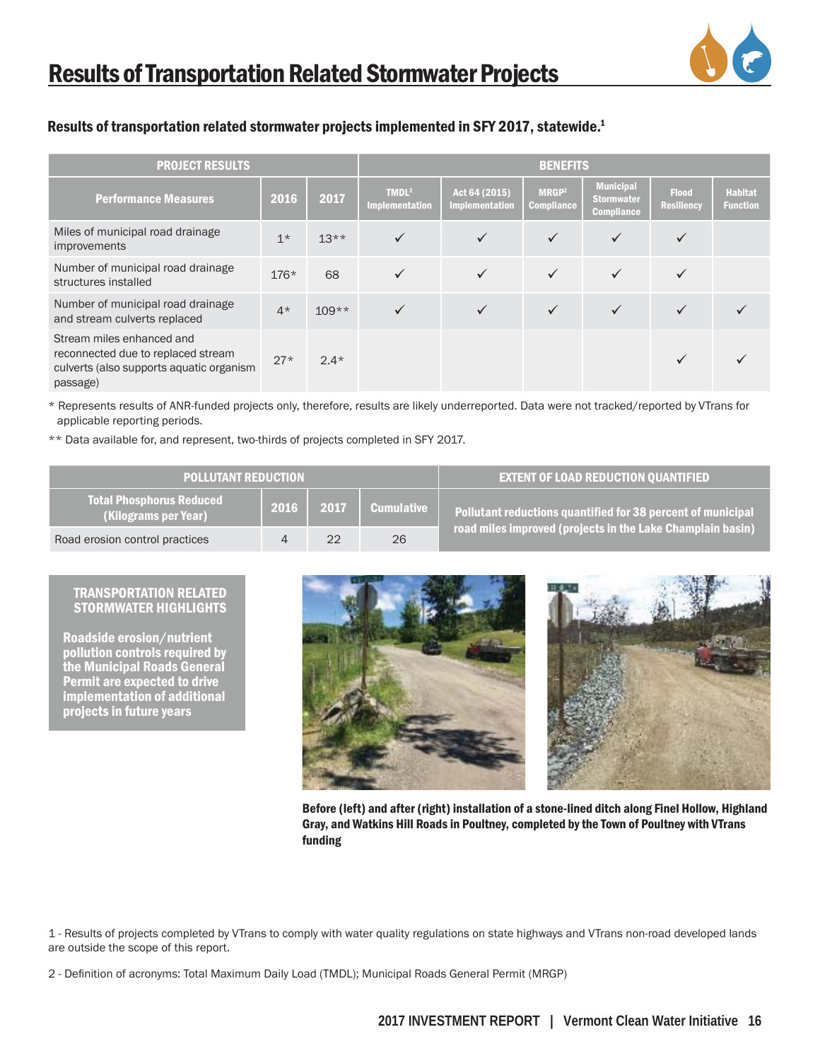# Results of Transportation Related Stormwater Projects

**Results of transportation related stormwater projects implemented in SFY 2017, statewide.[1]**

| PROJECT RESULTS | | | BENEFITS | | | | | |
|---|---|---|---|---|---|---|---|---|
| Performance Measures | 2016 | 2017 | TMDL[2] Implementation | Act 64 (2015) Implementation | MRGP[2] Compliance | Municipal Stormwater Compliance | Flood Resiliency | Habitat Function |
| Miles of municipal road drainage improvements | 1* | 13** | ✓ | ✓ | ✓ | ✓ | ✓ | |
| Number of municipal road drainage structures installed | 176* | 68 | ✓ | ✓ | ✓ | ✓ | ✓ | |
| Number of municipal road drainage and stream culverts replaced | 4* | 109** | ✓ | ✓ | ✓ | ✓ | ✓ | ✓ |
| Stream miles enhanced and reconnected due to replaced stream culverts (also supports aquatic organism passage) | 27* | 2.4* | | | | | ✓ | ✓ |

\* Represents results of ANR-funded projects only, therefore, results are likely underreported. Data were not tracked/reported by VTrans for applicable reporting periods.

\*\* Data available for, and represent, two-thirds of projects completed in SFY 2017.

| POLLUTANT REDUCTION | | | | EXTENT OF LOAD REDUCTION QUANTIFIED |
|---|---|---|---|---|
| Total Phosphorus Reduced (Kilograms per Year) | 2016 | 2017 | Cumulative | Pollutant reductions quantified for 38 percent of municipal road miles improved (projects in the Lake Champlain basin) |
| Road erosion control practices | 4 | 22 | 26 | |

**TRANSPORTATION RELATED STORMWATER HIGHLIGHTS**

**Roadside erosion/nutrient pollution controls required by the Municipal Roads General Permit are expected to drive implementation of additional projects in future years**

**Before (left) and after (right) installation of a stone-lined ditch along Finel Hollow, Highland Gray, and Watkins Hill Roads in Poultney, completed by the Town of Poultney with VTrans funding**

1 - Results of projects completed by VTrans to comply with water quality regulations on state highways and VTrans non-road developed lands are outside the scope of this report.

2 - Definition of acronyms: Total Maximum Daily Load (TMDL); Municipal Roads General Permit (MRGP)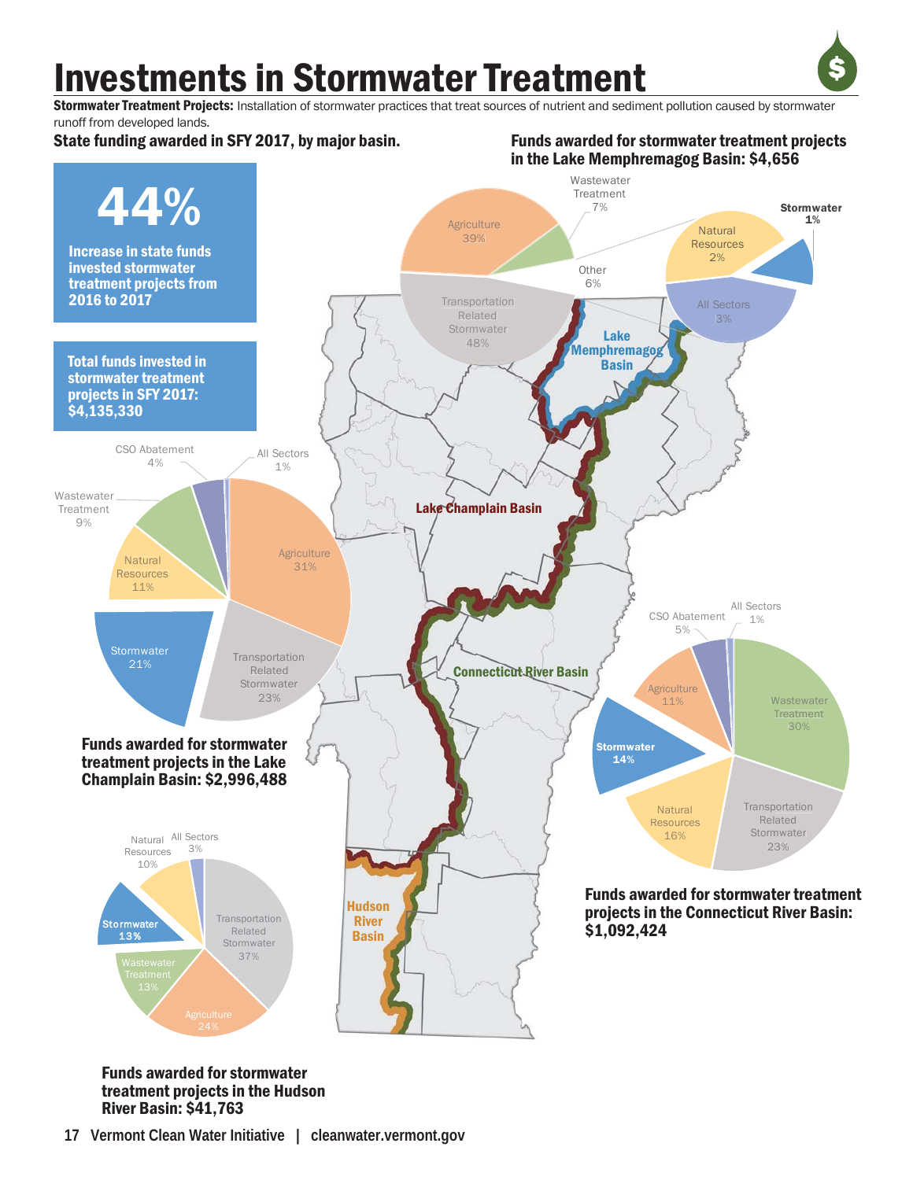# Investments in Stormwater Treatment

**Stormwater Treatment Projects:** Installation of stormwater practices that treat sources of nutrient and sediment pollution caused by stormwater runoff from developed lands.

**State funding awarded in SFY 2017, by major basin.**

## 44%

**Increase in state funds invested stormwater treatment projects from 2016 to 2017**

**Total funds invested in stormwater treatment projects in SFY 2017: $4,135,330**

### Funds awarded for stormwater treatment projects in the Lake Memphremagog Basin: $4,656

| Sector | Share |
| --- | --- |
| Transportation Related Stormwater | 48% |
| Agriculture | 39% |
| Wastewater Treatment | 7% |
| Other | 6% |
| All Sectors | 3% |
| Natural Resources | 2% |
| Stormwater | 1% |

### Funds awarded for stormwater treatment projects in the Lake Champlain Basin: $2,996,488

| Sector | Share |
| --- | --- |
| Agriculture | 31% |
| Transportation Related Stormwater | 23% |
| Stormwater | 21% |
| Natural Resources | 11% |
| Wastewater Treatment | 9% |
| CSO Abatement | 4% |
| All Sectors | 1% |

### Funds awarded for stormwater treatment projects in the Connecticut River Basin: $1,092,424

| Sector | Share |
| --- | --- |
| Wastewater Treatment | 30% |
| Transportation Related Stormwater | 23% |
| Natural Resources | 16% |
| Stormwater | 14% |
| Agriculture | 11% |
| CSO Abatement | 5% |
| All Sectors | 1% |

### Funds awarded for stormwater treatment projects in the Hudson River Basin: $41,763

| Sector | Share |
| --- | --- |
| Transportation Related Stormwater | 37% |
| Agriculture | 24% |
| Wastewater Treatment | 13% |
| Stormwater | 13% |
| Natural Resources | 10% |
| All Sectors | 3% |

Lake Memphremagog Basin
Lake Champlain Basin
Connecticut River Basin
Hudson River Basin

Vermont Clean Water Initiative | cleanwater.vermont.gov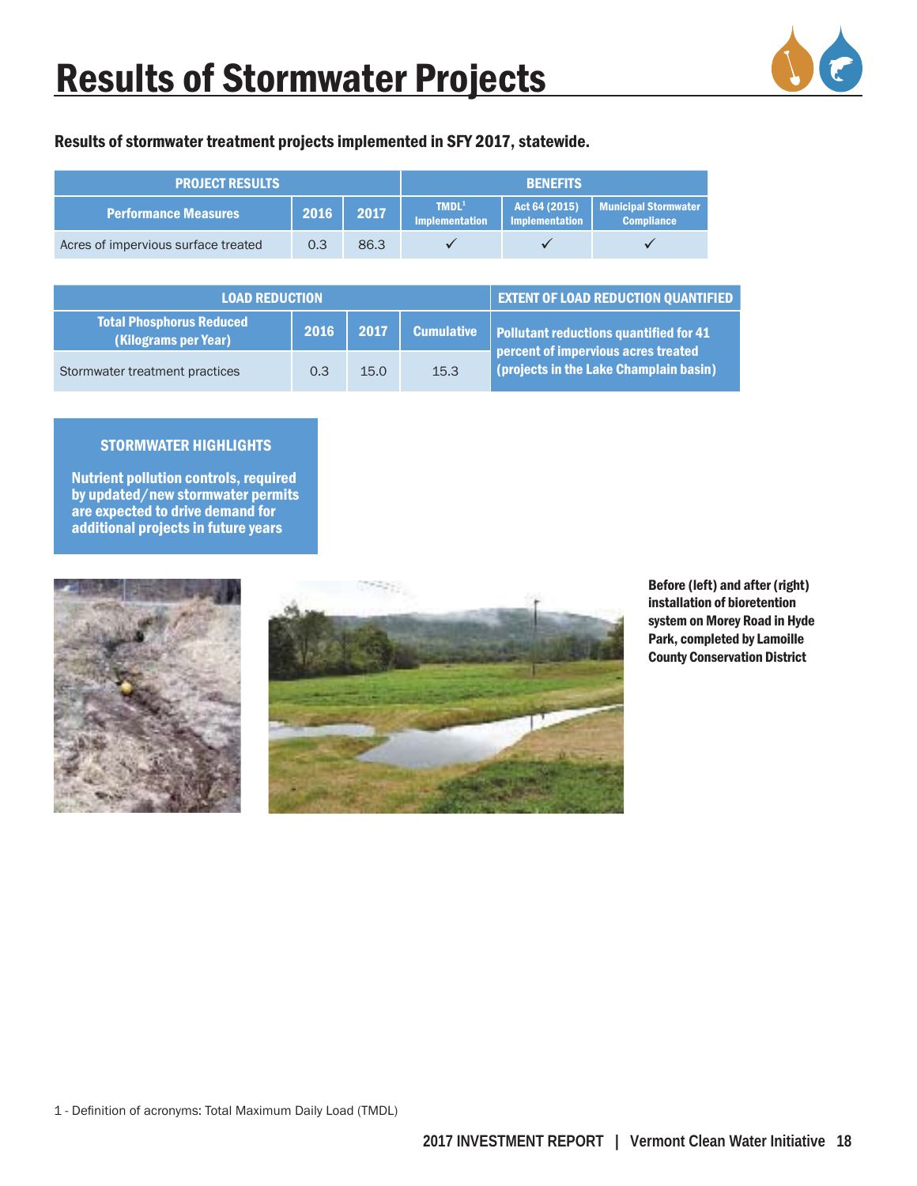# Results of Stormwater Projects

**Results of stormwater treatment projects implemented in SFY 2017, statewide.**

| PROJECT RESULTS | | | BENEFITS | | |
|---|---|---|---|---|---|
| Performance Measures | 2016 | 2017 | TMDL[1] Implementation | Act 64 (2015) Implementation | Municipal Stormwater Compliance |
| Acres of impervious surface treated | 0.3 | 86.3 | ✓ | ✓ | ✓ |

| LOAD REDUCTION | | | | EXTENT OF LOAD REDUCTION QUANTIFIED |
|---|---|---|---|---|
| Total Phosphorus Reduced (Kilograms per Year) | 2016 | 2017 | Cumulative | Pollutant reductions quantified for 41 percent of impervious acres treated (projects in the Lake Champlain basin) |
| Stormwater treatment practices | 0.3 | 15.0 | 15.3 | |

**STORMWATER HIGHLIGHTS**

**Nutrient pollution controls, required by updated/new stormwater permits are expected to drive demand for additional projects in future years**

**Before (left) and after (right) installation of bioretention system on Morey Road in Hyde Park, completed by Lamoille County Conservation District**

1 - Definition of acronyms: Total Maximum Daily Load (TMDL)